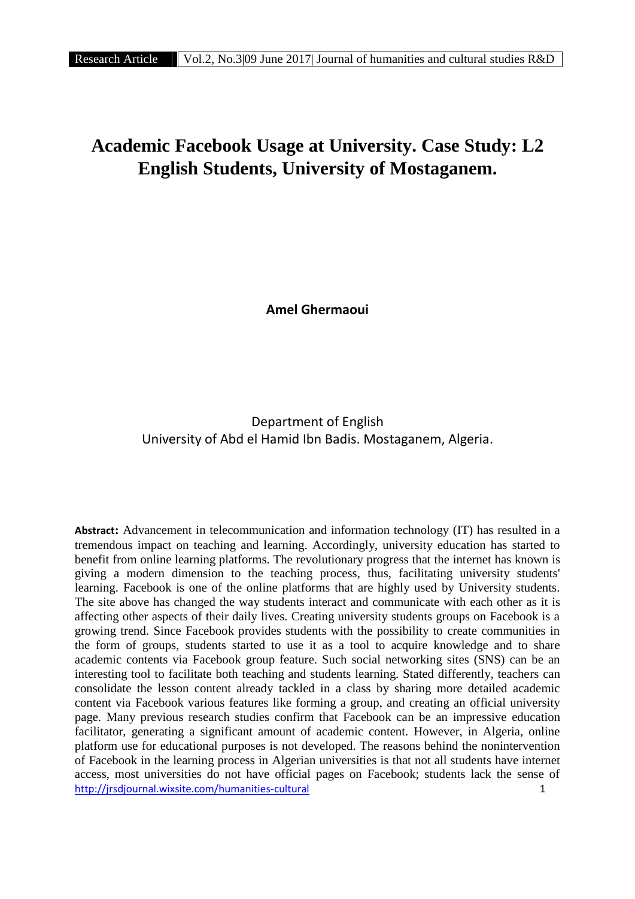# Academic Facebook Usage at University. Case Study: L2 English Students, University of Mostaganem.

**Amel Ghermaoui**

Department of English
University of Abd el Hamid Ibn Badis. Mostaganem, Algeria.

**Abstract:** Advancement in telecommunication and information technology (IT) has resulted in a tremendous impact on teaching and learning. Accordingly, university education has started to benefit from online learning platforms. The revolutionary progress that the internet has known is giving a modern dimension to the teaching process, thus, facilitating university students' learning. Facebook is one of the online platforms that are highly used by University students. The site above has changed the way students interact and communicate with each other as it is affecting other aspects of their daily lives. Creating university students groups on Facebook is a growing trend. Since Facebook provides students with the possibility to create communities in the form of groups, students started to use it as a tool to acquire knowledge and to share academic contents via Facebook group feature. Such social networking sites (SNS) can be an interesting tool to facilitate both teaching and students learning. Stated differently, teachers can consolidate the lesson content already tackled in a class by sharing more detailed academic content via Facebook various features like forming a group, and creating an official university page. Many previous research studies confirm that Facebook can be an impressive education facilitator, generating a significant amount of academic content. However, in Algeria, online platform use for educational purposes is not developed. The reasons behind the nonintervention of Facebook in the learning process in Algerian universities is that not all students have internet access, most universities do not have official pages on Facebook; students lack the sense of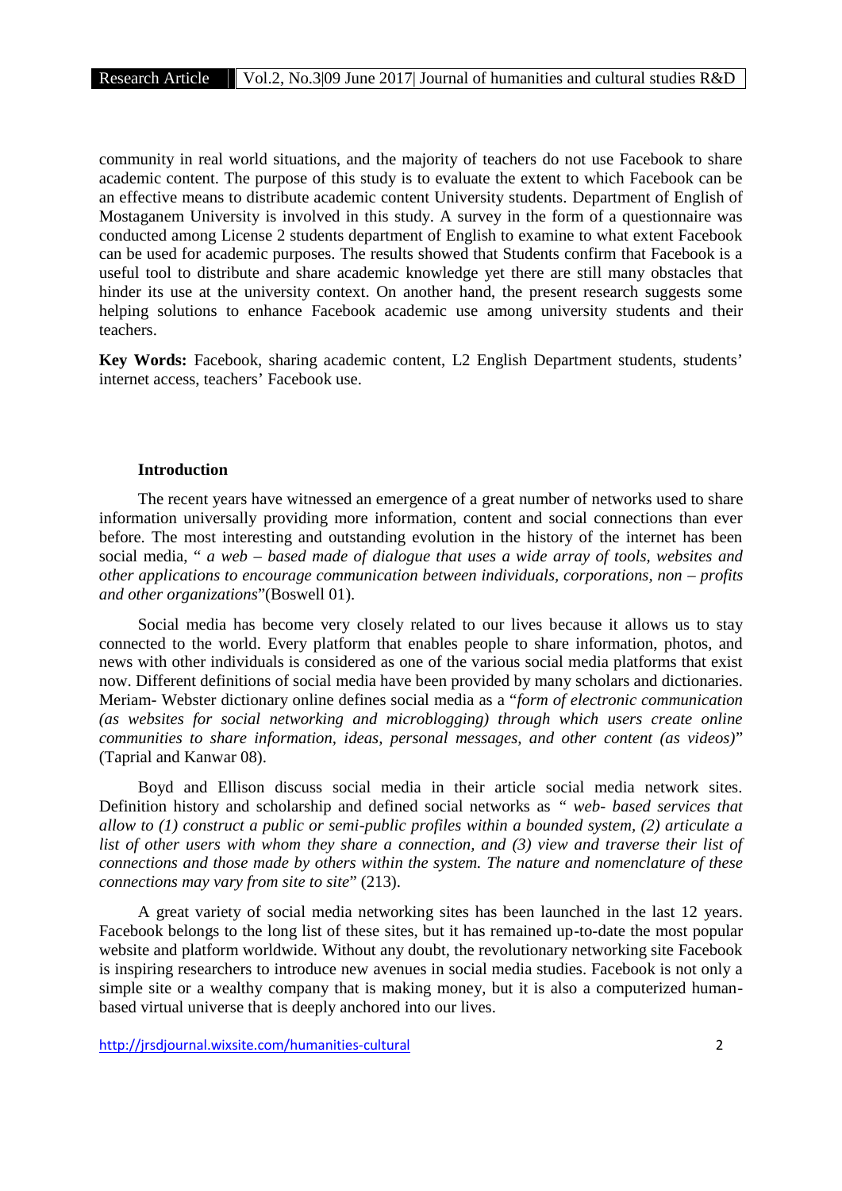community in real world situations, and the majority of teachers do not use Facebook to share academic content. The purpose of this study is to evaluate the extent to which Facebook can be an effective means to distribute academic content University students. Department of English of Mostaganem University is involved in this study. A survey in the form of a questionnaire was conducted among License 2 students department of English to examine to what extent Facebook can be used for academic purposes. The results showed that Students confirm that Facebook is a useful tool to distribute and share academic knowledge yet there are still many obstacles that hinder its use at the university context. On another hand, the present research suggests some helping solutions to enhance Facebook academic use among university students and their teachers.

**Key Words:** Facebook, sharing academic content, L2 English Department students, students' internet access, teachers' Facebook use.

## Introduction

The recent years have witnessed an emergence of a great number of networks used to share information universally providing more information, content and social connections than ever before. The most interesting and outstanding evolution in the history of the internet has been social media, " *a web – based made of dialogue that uses a wide array of tools, websites and other applications to encourage communication between individuals, corporations, non – profits and other organizations*"(Boswell 01).

Social media has become very closely related to our lives because it allows us to stay connected to the world. Every platform that enables people to share information, photos, and news with other individuals is considered as one of the various social media platforms that exist now. Different definitions of social media have been provided by many scholars and dictionaries. Meriam- Webster dictionary online defines social media as a "*form of electronic communication (as websites for social networking and microblogging) through which users create online communities to share information, ideas, personal messages, and other content (as videos)*" (Taprial and Kanwar 08).

Boyd and Ellison discuss social media in their article social media network sites. Definition history and scholarship and defined social networks as " *web- based services that allow to (1) construct a public or semi-public profiles within a bounded system, (2) articulate a list of other users with whom they share a connection, and (3) view and traverse their list of connections and those made by others within the system. The nature and nomenclature of these connections may vary from site to site*" (213).

A great variety of social media networking sites has been launched in the last 12 years. Facebook belongs to the long list of these sites, but it has remained up-to-date the most popular website and platform worldwide. Without any doubt, the revolutionary networking site Facebook is inspiring researchers to introduce new avenues in social media studies. Facebook is not only a simple site or a wealthy company that is making money, but it is also a computerized human-based virtual universe that is deeply anchored into our lives.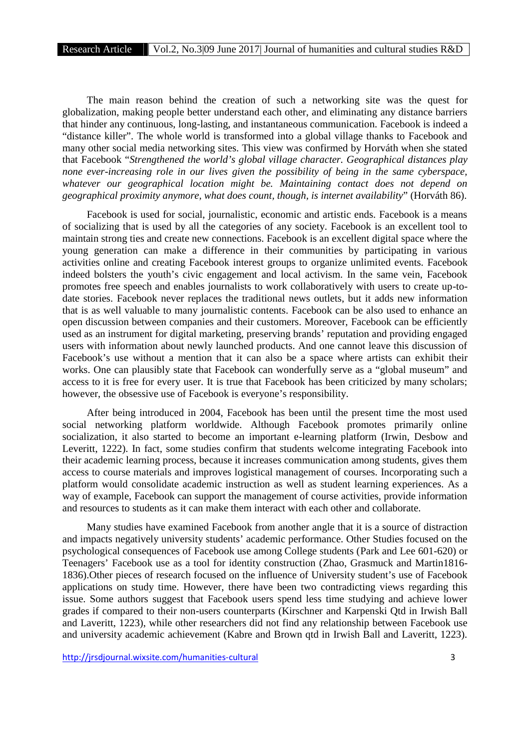The main reason behind the creation of such a networking site was the quest for globalization, making people better understand each other, and eliminating any distance barriers that hinder any continuous, long-lasting, and instantaneous communication. Facebook is indeed a "distance killer". The whole world is transformed into a global village thanks to Facebook and many other social media networking sites. This view was confirmed by Horváth when she stated that Facebook "*Strengthened the world's global village character. Geographical distances play none ever-increasing role in our lives given the possibility of being in the same cyberspace, whatever our geographical location might be. Maintaining contact does not depend on geographical proximity anymore, what does count, though, is internet availability*" (Horváth 86).

Facebook is used for social, journalistic, economic and artistic ends. Facebook is a means of socializing that is used by all the categories of any society. Facebook is an excellent tool to maintain strong ties and create new connections. Facebook is an excellent digital space where the young generation can make a difference in their communities by participating in various activities online and creating Facebook interest groups to organize unlimited events. Facebook indeed bolsters the youth's civic engagement and local activism. In the same vein, Facebook promotes free speech and enables journalists to work collaboratively with users to create up-to-date stories. Facebook never replaces the traditional news outlets, but it adds new information that is as well valuable to many journalistic contents. Facebook can be also used to enhance an open discussion between companies and their customers. Moreover, Facebook can be efficiently used as an instrument for digital marketing, preserving brands' reputation and providing engaged users with information about newly launched products. And one cannot leave this discussion of Facebook's use without a mention that it can also be a space where artists can exhibit their works. One can plausibly state that Facebook can wonderfully serve as a "global museum" and access to it is free for every user. It is true that Facebook has been criticized by many scholars; however, the obsessive use of Facebook is everyone's responsibility.

After being introduced in 2004, Facebook has been until the present time the most used social networking platform worldwide. Although Facebook promotes primarily online socialization, it also started to become an important e-learning platform (Irwin, Desbow and Leveritt, 1222). In fact, some studies confirm that students welcome integrating Facebook into their academic learning process, because it increases communication among students, gives them access to course materials and improves logistical management of courses. Incorporating such a platform would consolidate academic instruction as well as student learning experiences. As a way of example, Facebook can support the management of course activities, provide information and resources to students as it can make them interact with each other and collaborate.

Many studies have examined Facebook from another angle that it is a source of distraction and impacts negatively university students' academic performance. Other Studies focused on the psychological consequences of Facebook use among College students (Park and Lee 601-620) or Teenagers' Facebook use as a tool for identity construction (Zhao, Grasmuck and Martin1816-1836).Other pieces of research focused on the influence of University student's use of Facebook applications on study time. However, there have been two contradicting views regarding this issue. Some authors suggest that Facebook users spend less time studying and achieve lower grades if compared to their non-users counterparts (Kirschner and Karpenski Qtd in Irwish Ball and Laveritt, 1223), while other researchers did not find any relationship between Facebook use and university academic achievement (Kabre and Brown qtd in Irwish Ball and Laveritt, 1223).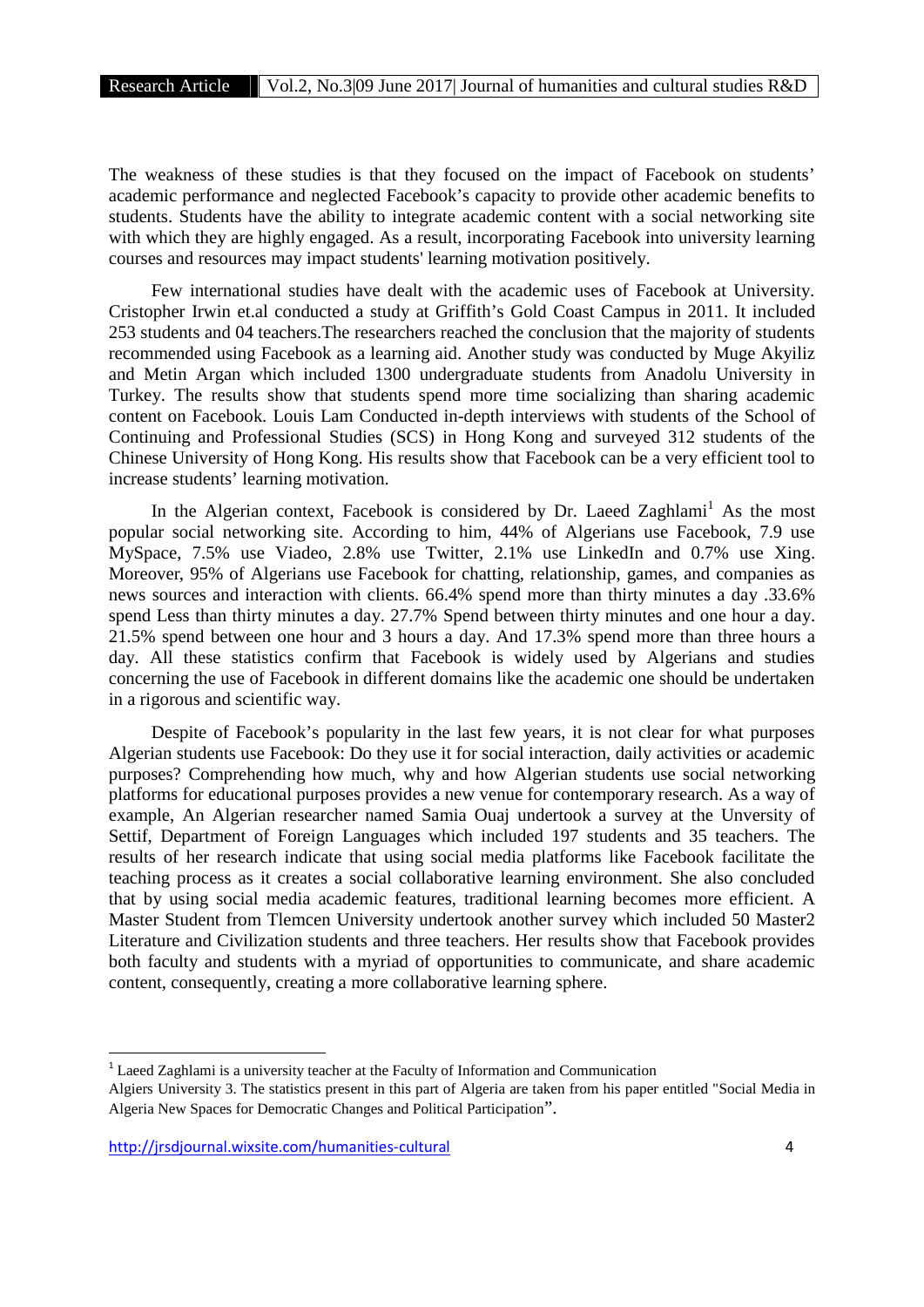The weakness of these studies is that they focused on the impact of Facebook on students' academic performance and neglected Facebook's capacity to provide other academic benefits to students. Students have the ability to integrate academic content with a social networking site with which they are highly engaged. As a result, incorporating Facebook into university learning courses and resources may impact students' learning motivation positively.

Few international studies have dealt with the academic uses of Facebook at University. Cristopher Irwin et.al conducted a study at Griffith's Gold Coast Campus in 2011. It included 253 students and 04 teachers.The researchers reached the conclusion that the majority of students recommended using Facebook as a learning aid. Another study was conducted by Muge Akyiliz and Metin Argan which included 1300 undergraduate students from Anadolu University in Turkey. The results show that students spend more time socializing than sharing academic content on Facebook. Louis Lam Conducted in-depth interviews with students of the School of Continuing and Professional Studies (SCS) in Hong Kong and surveyed 312 students of the Chinese University of Hong Kong. His results show that Facebook can be a very efficient tool to increase students' learning motivation.

In the Algerian context, Facebook is considered by Dr. Laeed Zaghlami[1] As the most popular social networking site. According to him, 44% of Algerians use Facebook, 7.9 use MySpace, 7.5% use Viadeo, 2.8% use Twitter, 2.1% use LinkedIn and 0.7% use Xing. Moreover, 95% of Algerians use Facebook for chatting, relationship, games, and companies as news sources and interaction with clients. 66.4% spend more than thirty minutes a day .33.6% spend Less than thirty minutes a day. 27.7% Spend between thirty minutes and one hour a day. 21.5% spend between one hour and 3 hours a day. And 17.3% spend more than three hours a day. All these statistics confirm that Facebook is widely used by Algerians and studies concerning the use of Facebook in different domains like the academic one should be undertaken in a rigorous and scientific way.

Despite of Facebook's popularity in the last few years, it is not clear for what purposes Algerian students use Facebook: Do they use it for social interaction, daily activities or academic purposes? Comprehending how much, why and how Algerian students use social networking platforms for educational purposes provides a new venue for contemporary research. As a way of example, An Algerian researcher named Samia Ouaj undertook a survey at the Unversity of Settif, Department of Foreign Languages which included 197 students and 35 teachers. The results of her research indicate that using social media platforms like Facebook facilitate the teaching process as it creates a social collaborative learning environment. She also concluded that by using social media academic features, traditional learning becomes more efficient. A Master Student from Tlemcen University undertook another survey which included 50 Master2 Literature and Civilization students and three teachers. Her results show that Facebook provides both faculty and students with a myriad of opportunities to communicate, and share academic content, consequently, creating a more collaborative learning sphere.

---

[1] Laeed Zaghlami is a university teacher at the Faculty of Information and Communication Algiers University 3. The statistics present in this part of Algeria are taken from his paper entitled "Social Media in Algeria New Spaces for Democratic Changes and Political Participation".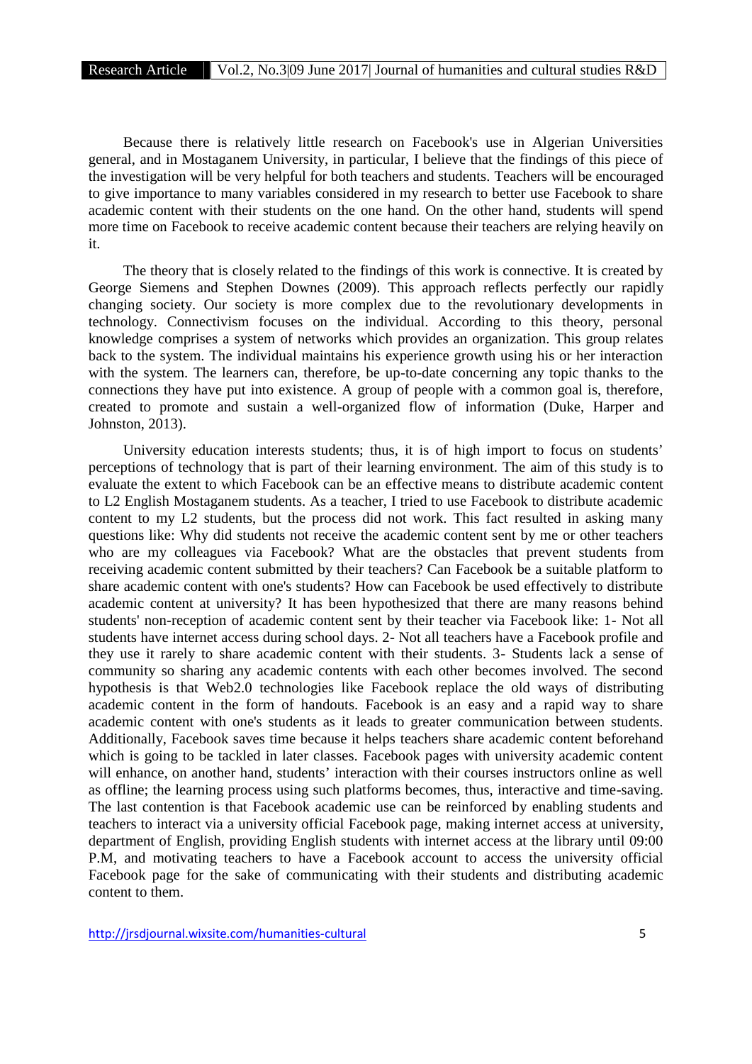Because there is relatively little research on Facebook's use in Algerian Universities general, and in Mostaganem University, in particular, I believe that the findings of this piece of the investigation will be very helpful for both teachers and students. Teachers will be encouraged to give importance to many variables considered in my research to better use Facebook to share academic content with their students on the one hand. On the other hand, students will spend more time on Facebook to receive academic content because their teachers are relying heavily on it.

The theory that is closely related to the findings of this work is connective. It is created by George Siemens and Stephen Downes (2009). This approach reflects perfectly our rapidly changing society. Our society is more complex due to the revolutionary developments in technology. Connectivism focuses on the individual. According to this theory, personal knowledge comprises a system of networks which provides an organization. This group relates back to the system. The individual maintains his experience growth using his or her interaction with the system. The learners can, therefore, be up-to-date concerning any topic thanks to the connections they have put into existence. A group of people with a common goal is, therefore, created to promote and sustain a well-organized flow of information (Duke, Harper and Johnston, 2013).

University education interests students; thus, it is of high import to focus on students' perceptions of technology that is part of their learning environment. The aim of this study is to evaluate the extent to which Facebook can be an effective means to distribute academic content to L2 English Mostaganem students. As a teacher, I tried to use Facebook to distribute academic content to my L2 students, but the process did not work. This fact resulted in asking many questions like: Why did students not receive the academic content sent by me or other teachers who are my colleagues via Facebook? What are the obstacles that prevent students from receiving academic content submitted by their teachers? Can Facebook be a suitable platform to share academic content with one's students? How can Facebook be used effectively to distribute academic content at university? It has been hypothesized that there are many reasons behind students' non-reception of academic content sent by their teacher via Facebook like: 1- Not all students have internet access during school days. 2- Not all teachers have a Facebook profile and they use it rarely to share academic content with their students. 3- Students lack a sense of community so sharing any academic contents with each other becomes involved. The second hypothesis is that Web2.0 technologies like Facebook replace the old ways of distributing academic content in the form of handouts. Facebook is an easy and a rapid way to share academic content with one's students as it leads to greater communication between students. Additionally, Facebook saves time because it helps teachers share academic content beforehand which is going to be tackled in later classes. Facebook pages with university academic content will enhance, on another hand, students' interaction with their courses instructors online as well as offline; the learning process using such platforms becomes, thus, interactive and time-saving. The last contention is that Facebook academic use can be reinforced by enabling students and teachers to interact via a university official Facebook page, making internet access at university, department of English, providing English students with internet access at the library until 09:00 P.M, and motivating teachers to have a Facebook account to access the university official Facebook page for the sake of communicating with their students and distributing academic content to them.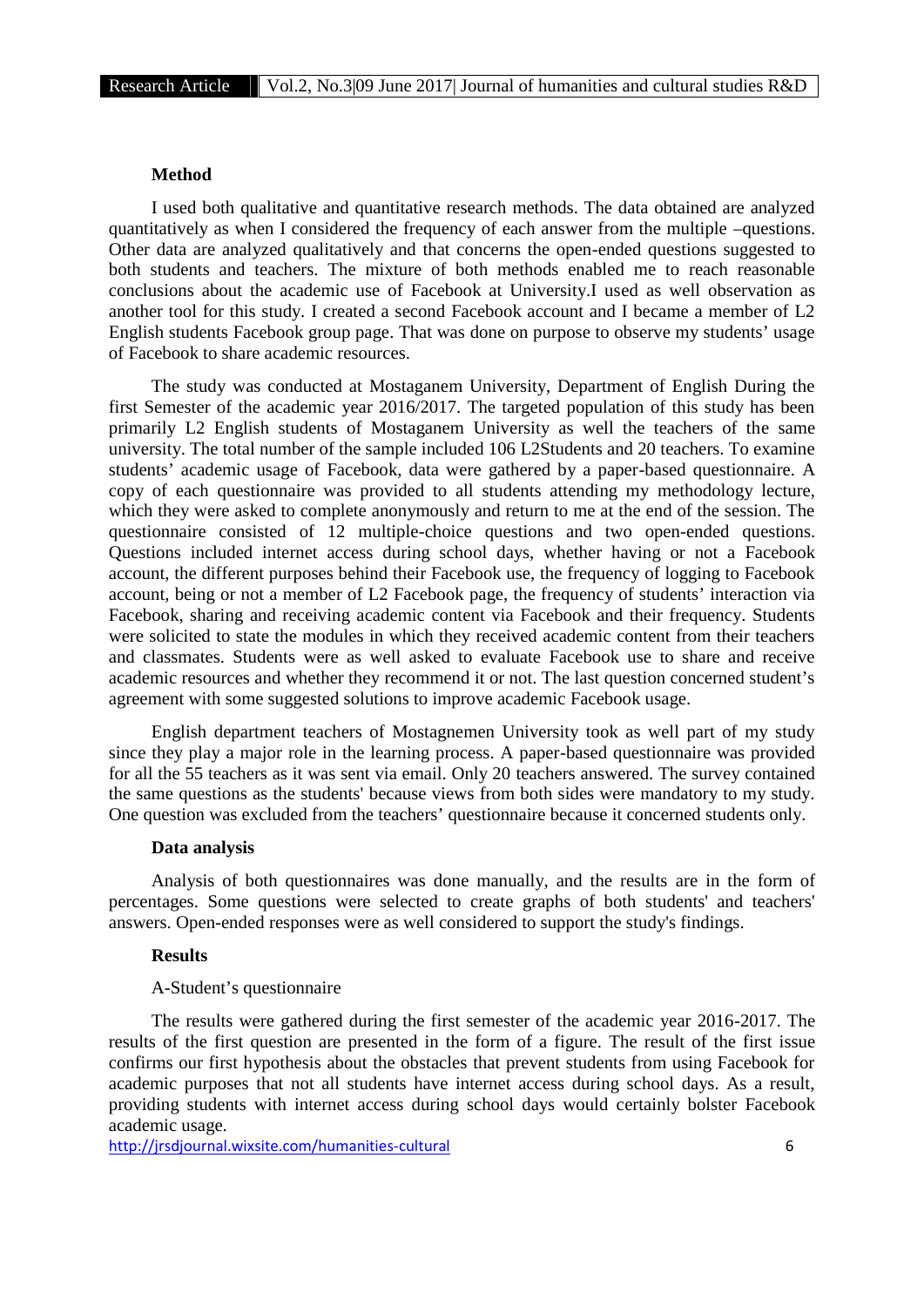### Method

I used both qualitative and quantitative research methods. The data obtained are analyzed quantitatively as when I considered the frequency of each answer from the multiple –questions. Other data are analyzed qualitatively and that concerns the open-ended questions suggested to both students and teachers. The mixture of both methods enabled me to reach reasonable conclusions about the academic use of Facebook at University.I used as well observation as another tool for this study. I created a second Facebook account and I became a member of L2 English students Facebook group page. That was done on purpose to observe my students' usage of Facebook to share academic resources.

The study was conducted at Mostaganem University, Department of English During the first Semester of the academic year 2016/2017. The targeted population of this study has been primarily L2 English students of Mostaganem University as well the teachers of the same university. The total number of the sample included 106 L2Students and 20 teachers. To examine students' academic usage of Facebook, data were gathered by a paper-based questionnaire. A copy of each questionnaire was provided to all students attending my methodology lecture, which they were asked to complete anonymously and return to me at the end of the session. The questionnaire consisted of 12 multiple-choice questions and two open-ended questions. Questions included internet access during school days, whether having or not a Facebook account, the different purposes behind their Facebook use, the frequency of logging to Facebook account, being or not a member of L2 Facebook page, the frequency of students' interaction via Facebook, sharing and receiving academic content via Facebook and their frequency. Students were solicited to state the modules in which they received academic content from their teachers and classmates. Students were as well asked to evaluate Facebook use to share and receive academic resources and whether they recommend it or not. The last question concerned student's agreement with some suggested solutions to improve academic Facebook usage.

English department teachers of Mostagnemen University took as well part of my study since they play a major role in the learning process. A paper-based questionnaire was provided for all the 55 teachers as it was sent via email. Only 20 teachers answered. The survey contained the same questions as the students' because views from both sides were mandatory to my study. One question was excluded from the teachers' questionnaire because it concerned students only.

### Data analysis

Analysis of both questionnaires was done manually, and the results are in the form of percentages. Some questions were selected to create graphs of both students' and teachers' answers. Open-ended responses were as well considered to support the study's findings.

### Results

A-Student's questionnaire

The results were gathered during the first semester of the academic year 2016-2017. The results of the first question are presented in the form of a figure. The result of the first issue confirms our first hypothesis about the obstacles that prevent students from using Facebook for academic purposes that not all students have internet access during school days. As a result, providing students with internet access during school days would certainly bolster Facebook academic usage.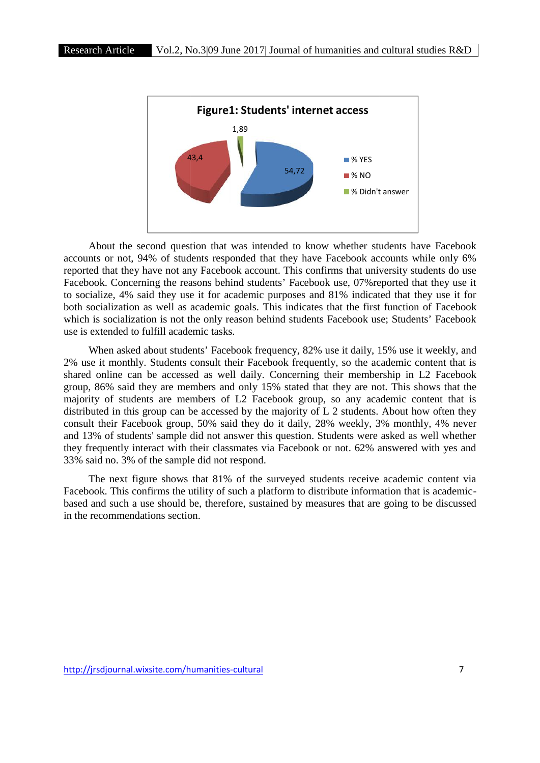**Figure1: Students' internet access**

About the second question that was intended to know whether students have Facebook accounts or not, 94% of students responded that they have Facebook accounts while only 6% reported that they have not any Facebook account. This confirms that university students do use Facebook. Concerning the reasons behind students' Facebook use, 07%reported that they use it to socialize, 4% said they use it for academic purposes and 81% indicated that they use it for both socialization as well as academic goals. This indicates that the first function of Facebook which is socialization is not the only reason behind students Facebook use; Students' Facebook use is extended to fulfill academic tasks.

When asked about students' Facebook frequency, 82% use it daily, 15% use it weekly, and 2% use it monthly. Students consult their Facebook frequently, so the academic content that is shared online can be accessed as well daily. Concerning their membership in L2 Facebook group, 86% said they are members and only 15% stated that they are not. This shows that the majority of students are members of L2 Facebook group, so any academic content that is distributed in this group can be accessed by the majority of L 2 students. About how often they consult their Facebook group, 50% said they do it daily, 28% weekly, 3% monthly, 4% never and 13% of students' sample did not answer this question. Students were asked as well whether they frequently interact with their classmates via Facebook or not. 62% answered with yes and 33% said no. 3% of the sample did not respond.

The next figure shows that 81% of the surveyed students receive academic content via Facebook. This confirms the utility of such a platform to distribute information that is academic-based and such a use should be, therefore, sustained by measures that are going to be discussed in the recommendations section.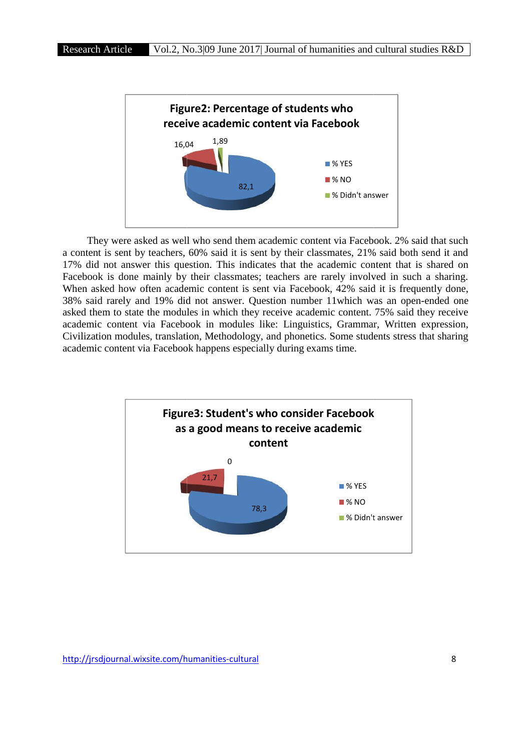**Figure2: Percentage of students who receive academic content via Facebook**

| | % |
|---|---|
| % YES | 82,1 |
| % NO | 16,04 |
| % Didn't answer | 1,89 |

They were asked as well who send them academic content via Facebook. 2% said that such a content is sent by teachers, 60% said it is sent by their classmates, 21% said both send it and 17% did not answer this question. This indicates that the academic content that is shared on Facebook is done mainly by their classmates; teachers are rarely involved in such a sharing. When asked how often academic content is sent via Facebook, 42% said it is frequently done, 38% said rarely and 19% did not answer. Question number 11which was an open-ended one asked them to state the modules in which they receive academic content. 75% said they receive academic content via Facebook in modules like: Linguistics, Grammar, Written expression, Civilization modules, translation, Methodology, and phonetics. Some students stress that sharing academic content via Facebook happens especially during exams time.

**Figure3: Student's who consider Facebook as a good means to receive academic content**

| | % |
|---|---|
| % YES | 78,3 |
| % NO | 21,7 |
| % Didn't answer | 0 |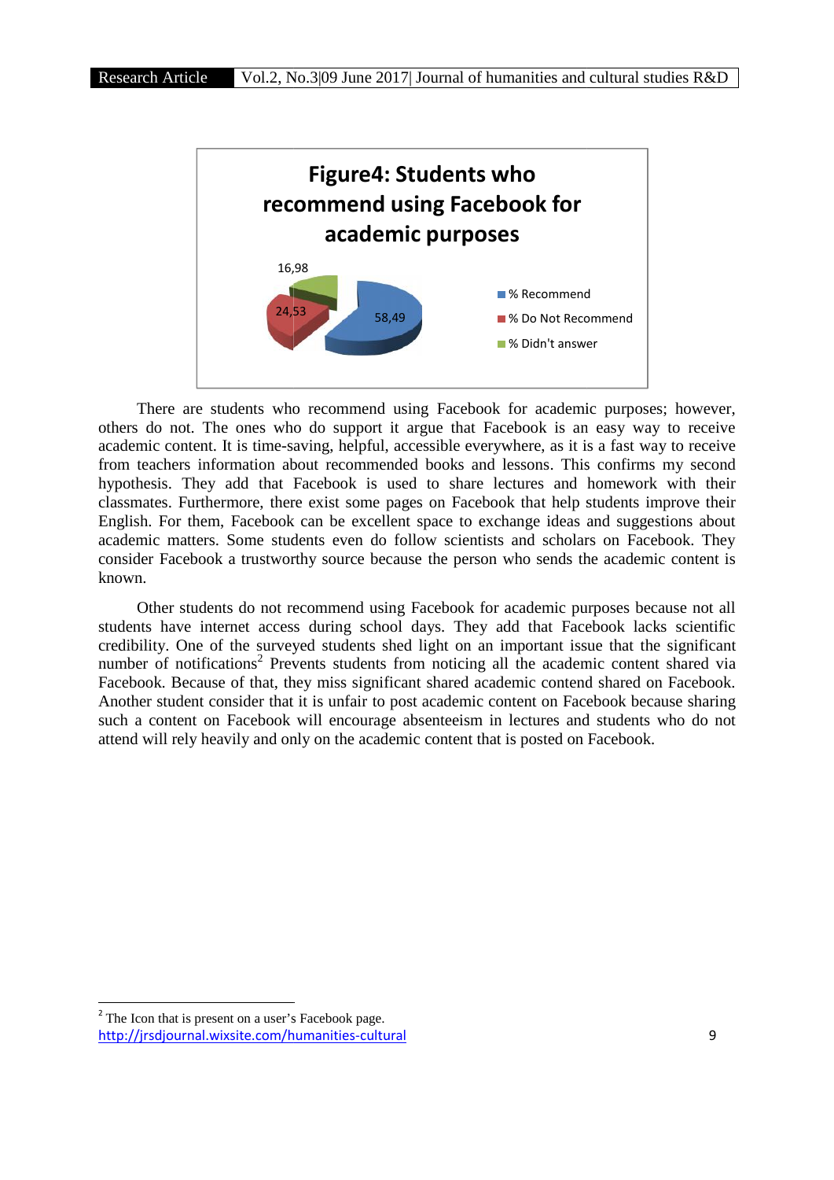**Figure4: Students who recommend using Facebook for academic purposes**

- % Recommend: 58,49
- % Do Not Recommend: 24,53
- % Didn't answer: 16,98

There are students who recommend using Facebook for academic purposes; however, others do not. The ones who do support it argue that Facebook is an easy way to receive academic content. It is time-saving, helpful, accessible everywhere, as it is a fast way to receive from teachers information about recommended books and lessons. This confirms my second hypothesis. They add that Facebook is used to share lectures and homework with their classmates. Furthermore, there exist some pages on Facebook that help students improve their English. For them, Facebook can be excellent space to exchange ideas and suggestions about academic matters. Some students even do follow scientists and scholars on Facebook. They consider Facebook a trustworthy source because the person who sends the academic content is known.

Other students do not recommend using Facebook for academic purposes because not all students have internet access during school days. They add that Facebook lacks scientific credibility. One of the surveyed students shed light on an important issue that the significant number of notifications[2] Prevents students from noticing all the academic content shared via Facebook. Because of that, they miss significant shared academic contend shared on Facebook. Another student consider that it is unfair to post academic content on Facebook because sharing such a content on Facebook will encourage absenteeism in lectures and students who do not attend will rely heavily and only on the academic content that is posted on Facebook.

---

[2] The Icon that is present on a user's Facebook page.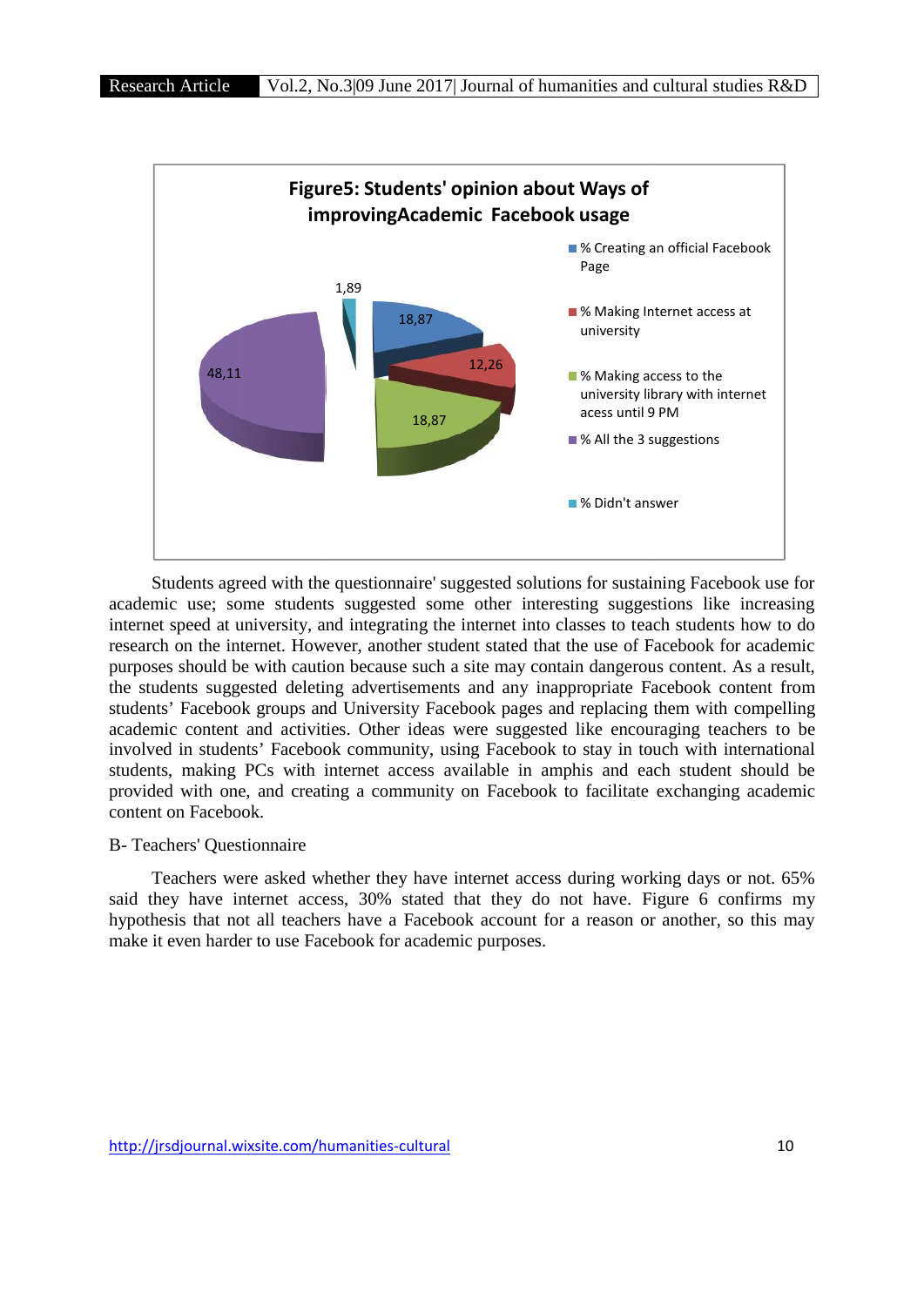**Figure5: Students' opinion about Ways of improvingAcademic Facebook usage**

| Category | % |
|---|---|
| % Creating an official Facebook Page | 18,87 |
| % Making Internet access at university | 12,26 |
| % Making access to the university library with internet acess until 9 PM | 18,87 |
| % All the 3 suggestions | 48,11 |
| % Didn't answer | 1,89 |

Students agreed with the questionnaire' suggested solutions for sustaining Facebook use for academic use; some students suggested some other interesting suggestions like increasing internet speed at university, and integrating the internet into classes to teach students how to do research on the internet. However, another student stated that the use of Facebook for academic purposes should be with caution because such a site may contain dangerous content. As a result, the students suggested deleting advertisements and any inappropriate Facebook content from students' Facebook groups and University Facebook pages and replacing them with compelling academic content and activities. Other ideas were suggested like encouraging teachers to be involved in students' Facebook community, using Facebook to stay in touch with international students, making PCs with internet access available in amphis and each student should be provided with one, and creating a community on Facebook to facilitate exchanging academic content on Facebook.

B- Teachers' Questionnaire

Teachers were asked whether they have internet access during working days or not. 65% said they have internet access, 30% stated that they do not have. Figure 6 confirms my hypothesis that not all teachers have a Facebook account for a reason or another, so this may make it even harder to use Facebook for academic purposes.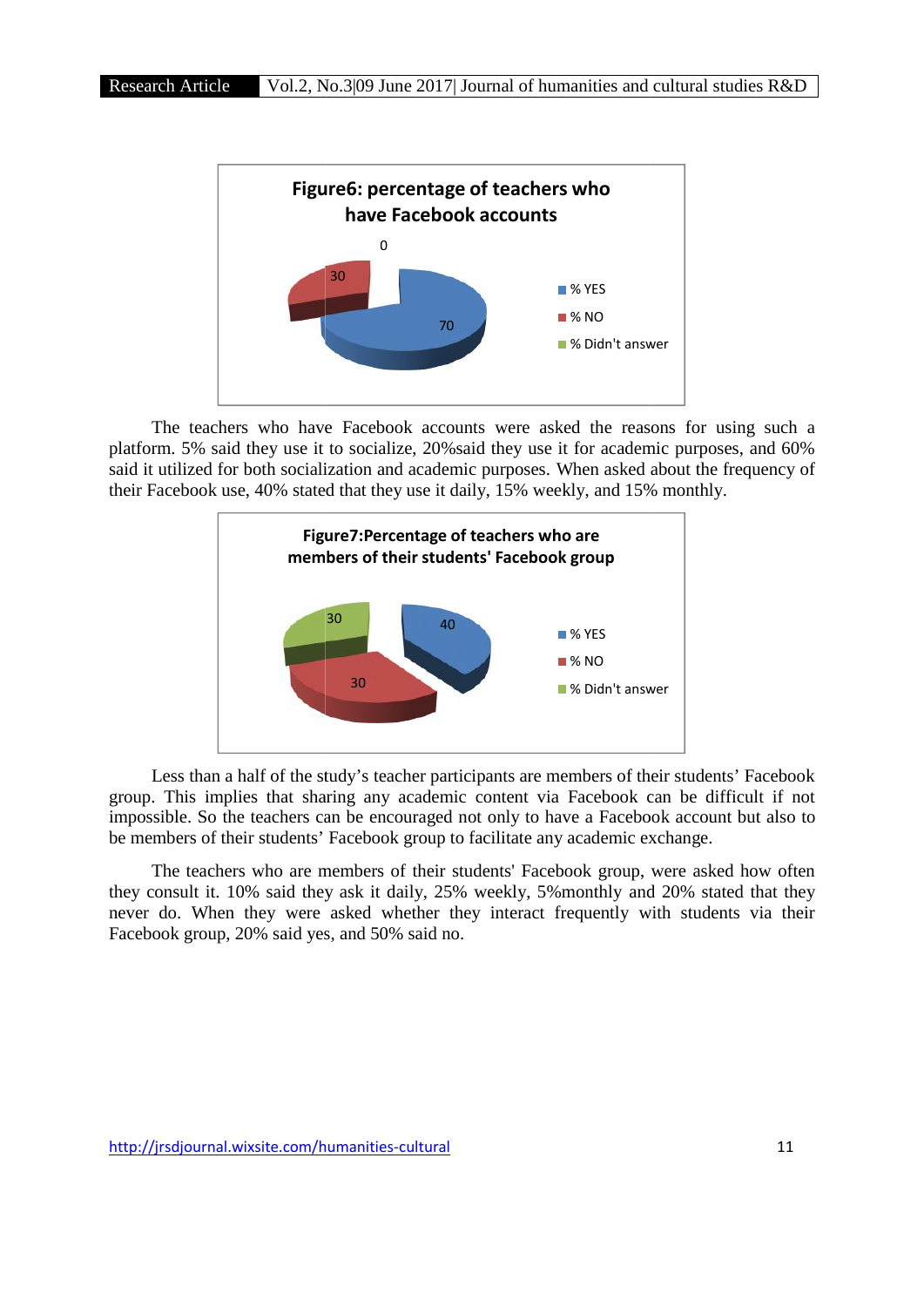**Figure6: percentage of teachers who have Facebook accounts**

| | % |
|---|---|
| % YES | 70 |
| % NO | 30 |
| % Didn't answer | 0 |

The teachers who have Facebook accounts were asked the reasons for using such a platform. 5% said they use it to socialize, 20%said they use it for academic purposes, and 60% said it utilized for both socialization and academic purposes. When asked about the frequency of their Facebook use, 40% stated that they use it daily, 15% weekly, and 15% monthly.

**Figure7:Percentage of teachers who are members of their students' Facebook group**

| | % |
|---|---|
| % YES | 40 |
| % NO | 30 |
| % Didn't answer | 30 |

Less than a half of the study's teacher participants are members of their students' Facebook group. This implies that sharing any academic content via Facebook can be difficult if not impossible. So the teachers can be encouraged not only to have a Facebook account but also to be members of their students' Facebook group to facilitate any academic exchange.

The teachers who are members of their students' Facebook group, were asked how often they consult it. 10% said they ask it daily, 25% weekly, 5%monthly and 20% stated that they never do. When they were asked whether they interact frequently with students via their Facebook group, 20% said yes, and 50% said no.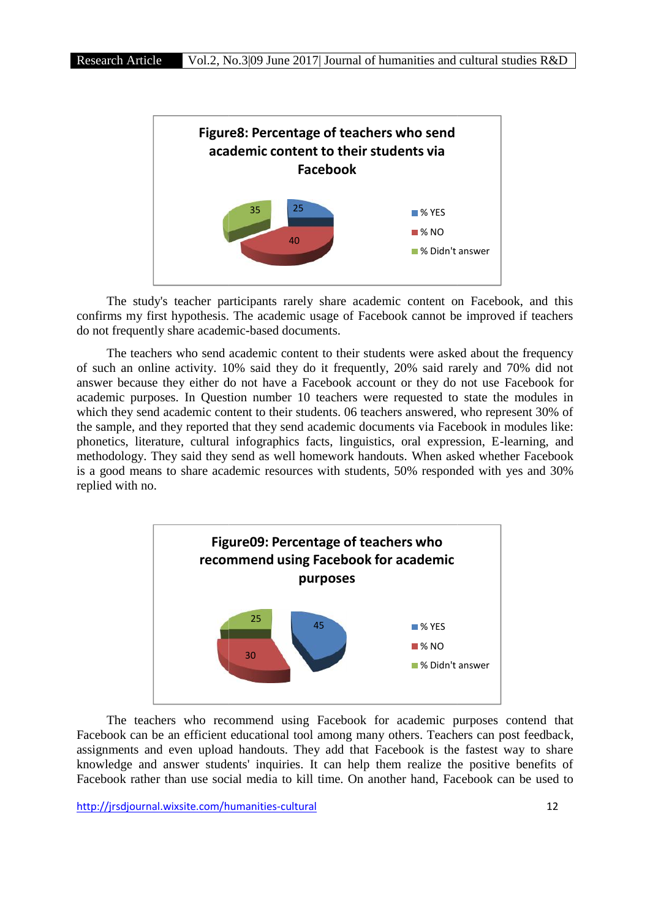**Figure8: Percentage of teachers who send academic content to their students via Facebook**

| | % |
|---|---|
| % YES | 25 |
| % NO | 40 |
| % Didn't answer | 35 |

The study's teacher participants rarely share academic content on Facebook, and this confirms my first hypothesis. The academic usage of Facebook cannot be improved if teachers do not frequently share academic-based documents.

The teachers who send academic content to their students were asked about the frequency of such an online activity. 10% said they do it frequently, 20% said rarely and 70% did not answer because they either do not have a Facebook account or they do not use Facebook for academic purposes. In Question number 10 teachers were requested to state the modules in which they send academic content to their students. 06 teachers answered, who represent 30% of the sample, and they reported that they send academic documents via Facebook in modules like: phonetics, literature, cultural infographics facts, linguistics, oral expression, E-learning, and methodology. They said they send as well homework handouts. When asked whether Facebook is a good means to share academic resources with students, 50% responded with yes and 30% replied with no.

**Figure09: Percentage of teachers who recommend using Facebook for academic purposes**

| | % |
|---|---|
| % YES | 45 |
| % NO | 30 |
| % Didn't answer | 25 |

The teachers who recommend using Facebook for academic purposes contend that Facebook can be an efficient educational tool among many others. Teachers can post feedback, assignments and even upload handouts. They add that Facebook is the fastest way to share knowledge and answer students' inquiries. It can help them realize the positive benefits of Facebook rather than use social media to kill time. On another hand, Facebook can be used to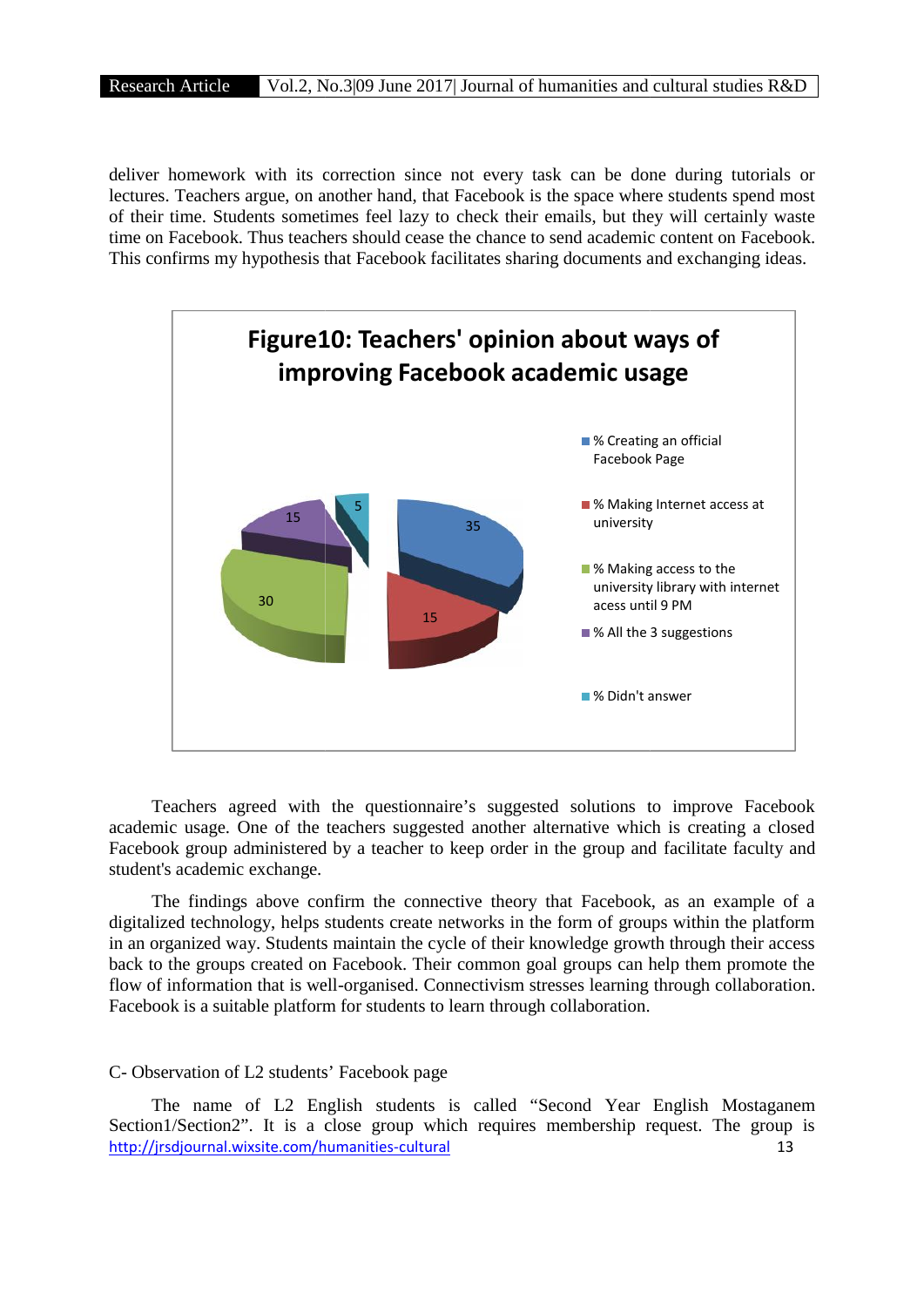deliver homework with its correction since not every task can be done during tutorials or lectures. Teachers argue, on another hand, that Facebook is the space where students spend most of their time. Students sometimes feel lazy to check their emails, but they will certainly waste time on Facebook. Thus teachers should cease the chance to send academic content on Facebook. This confirms my hypothesis that Facebook facilitates sharing documents and exchanging ideas.

**Figure10: Teachers' opinion about ways of improving Facebook academic usage**

| Suggestion | % |
|---|---|
| % Creating an official Facebook Page | 35 |
| % Making Internet access at university | 15 |
| % Making access to the university library with internet acess until 9 PM | 30 |
| % All the 3 suggestions | 15 |
| % Didn't answer | 5 |

Teachers agreed with the questionnaire's suggested solutions to improve Facebook academic usage. One of the teachers suggested another alternative which is creating a closed Facebook group administered by a teacher to keep order in the group and facilitate faculty and student's academic exchange.

The findings above confirm the connective theory that Facebook, as an example of a digitalized technology, helps students create networks in the form of groups within the platform in an organized way. Students maintain the cycle of their knowledge growth through their access back to the groups created on Facebook. Their common goal groups can help them promote the flow of information that is well-organised. Connectivism stresses learning through collaboration. Facebook is a suitable platform for students to learn through collaboration.

C- Observation of L2 students' Facebook page

The name of L2 English students is called "Second Year English Mostaganem Section1/Section2". It is a close group which requires membership request. The group is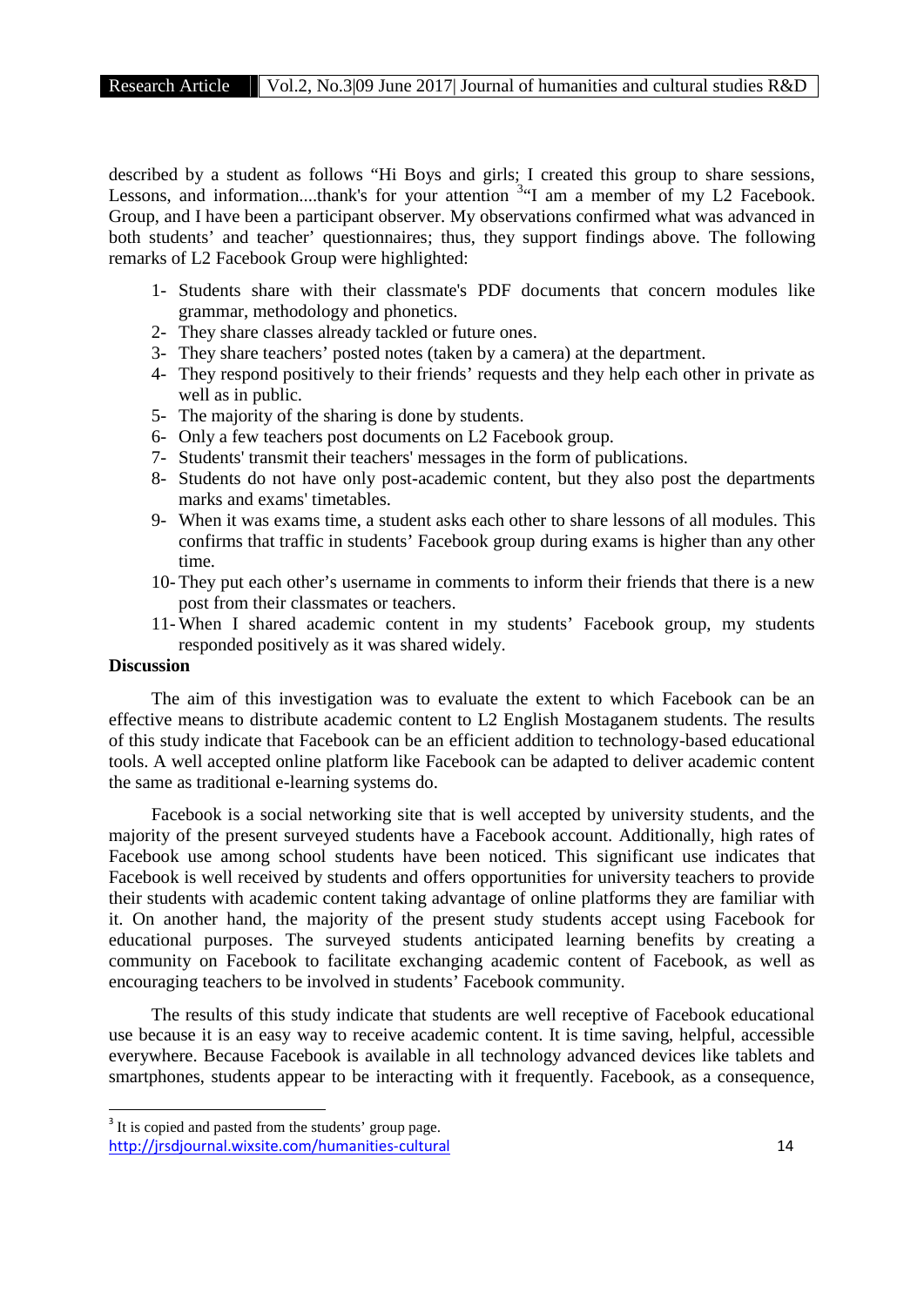described by a student as follows "Hi Boys and girls; I created this group to share sessions, Lessons, and information....thank's for your attention [3]"I am a member of my L2 Facebook. Group, and I have been a participant observer. My observations confirmed what was advanced in both students' and teacher' questionnaires; thus, they support findings above. The following remarks of L2 Facebook Group were highlighted:

1- Students share with their classmate's PDF documents that concern modules like grammar, methodology and phonetics.
2- They share classes already tackled or future ones.
3- They share teachers' posted notes (taken by a camera) at the department.
4- They respond positively to their friends' requests and they help each other in private as well as in public.
5- The majority of the sharing is done by students.
6- Only a few teachers post documents on L2 Facebook group.
7- Students' transmit their teachers' messages in the form of publications.
8- Students do not have only post-academic content, but they also post the departments marks and exams' timetables.
9- When it was exams time, a student asks each other to share lessons of all modules. This confirms that traffic in students' Facebook group during exams is higher than any other time.
10- They put each other's username in comments to inform their friends that there is a new post from their classmates or teachers.
11- When I shared academic content in my students' Facebook group, my students responded positively as it was shared widely.

**Discussion**

The aim of this investigation was to evaluate the extent to which Facebook can be an effective means to distribute academic content to L2 English Mostaganem students. The results of this study indicate that Facebook can be an efficient addition to technology-based educational tools. A well accepted online platform like Facebook can be adapted to deliver academic content the same as traditional e-learning systems do.

Facebook is a social networking site that is well accepted by university students, and the majority of the present surveyed students have a Facebook account. Additionally, high rates of Facebook use among school students have been noticed. This significant use indicates that Facebook is well received by students and offers opportunities for university teachers to provide their students with academic content taking advantage of online platforms they are familiar with it. On another hand, the majority of the present study students accept using Facebook for educational purposes. The surveyed students anticipated learning benefits by creating a community on Facebook to facilitate exchanging academic content of Facebook, as well as encouraging teachers to be involved in students' Facebook community.

The results of this study indicate that students are well receptive of Facebook educational use because it is an easy way to receive academic content. It is time saving, helpful, accessible everywhere. Because Facebook is available in all technology advanced devices like tablets and smartphones, students appear to be interacting with it frequently. Facebook, as a consequence,

[3] It is copied and pasted from the students' group page.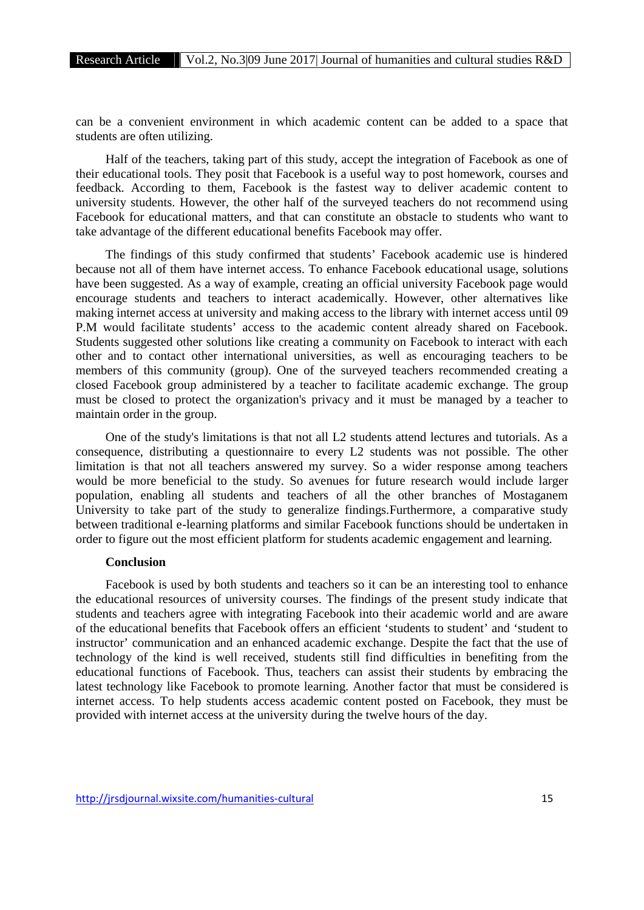can be a convenient environment in which academic content can be added to a space that students are often utilizing.

Half of the teachers, taking part of this study, accept the integration of Facebook as one of their educational tools. They posit that Facebook is a useful way to post homework, courses and feedback. According to them, Facebook is the fastest way to deliver academic content to university students. However, the other half of the surveyed teachers do not recommend using Facebook for educational matters, and that can constitute an obstacle to students who want to take advantage of the different educational benefits Facebook may offer.

The findings of this study confirmed that students' Facebook academic use is hindered because not all of them have internet access. To enhance Facebook educational usage, solutions have been suggested. As a way of example, creating an official university Facebook page would encourage students and teachers to interact academically. However, other alternatives like making internet access at university and making access to the library with internet access until 09 P.M would facilitate students' access to the academic content already shared on Facebook. Students suggested other solutions like creating a community on Facebook to interact with each other and to contact other international universities, as well as encouraging teachers to be members of this community (group). One of the surveyed teachers recommended creating a closed Facebook group administered by a teacher to facilitate academic exchange. The group must be closed to protect the organization's privacy and it must be managed by a teacher to maintain order in the group.

One of the study's limitations is that not all L2 students attend lectures and tutorials. As a consequence, distributing a questionnaire to every L2 students was not possible. The other limitation is that not all teachers answered my survey. So a wider response among teachers would be more beneficial to the study. So avenues for future research would include larger population, enabling all students and teachers of all the other branches of Mostaganem University to take part of the study to generalize findings.Furthermore, a comparative study between traditional e-learning platforms and similar Facebook functions should be undertaken in order to figure out the most efficient platform for students academic engagement and learning.

## Conclusion

Facebook is used by both students and teachers so it can be an interesting tool to enhance the educational resources of university courses. The findings of the present study indicate that students and teachers agree with integrating Facebook into their academic world and are aware of the educational benefits that Facebook offers an efficient 'students to student' and 'student to instructor' communication and an enhanced academic exchange. Despite the fact that the use of technology of the kind is well received, students still find difficulties in benefiting from the educational functions of Facebook. Thus, teachers can assist their students by embracing the latest technology like Facebook to promote learning. Another factor that must be considered is internet access. To help students access academic content posted on Facebook, they must be provided with internet access at the university during the twelve hours of the day.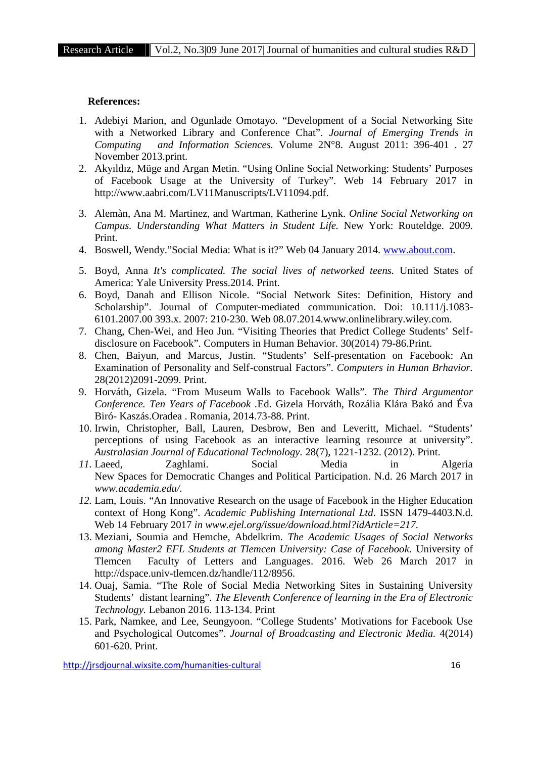**References:**

1. Adebiyi Marion, and Ogunlade Omotayo. "Development of a Social Networking Site with a Networked Library and Conference Chat". *Journal of Emerging Trends in Computing and Information Sciences.* Volume 2N°8. August 2011: 396-401 . 27 November 2013.print.
2. Akyıldız, Müge and Argan Metin. "Using Online Social Networking: Students' Purposes of Facebook Usage at the University of Turkey". Web 14 February 2017 in http://www.aabri.com/LV11Manuscripts/LV11094.pdf.
3. Alemàn, Ana M. Martinez, and Wartman, Katherine Lynk. *Online Social Networking on Campus. Understanding What Matters in Student Life.* New York: Routeldge. 2009. Print.
4. Boswell, Wendy."Social Media: What is it?" Web 04 January 2014. www.about.com.
5. Boyd, Anna *It's complicated. The social lives of networked teens.* United States of America: Yale University Press.2014. Print.
6. Boyd, Danah and Ellison Nicole. "Social Network Sites: Definition, History and Scholarship". Journal of Computer-mediated communication. Doi: 10.111/j.1083-6101.2007.00 393.x. 2007: 210-230. Web 08.07.2014.www.onlinelibrary.wiley.com.
7. Chang, Chen-Wei, and Heo Jun. "Visiting Theories that Predict College Students' Self-disclosure on Facebook". Computers in Human Behavior. 30(2014) 79-86.Print.
8. Chen, Baiyun, and Marcus, Justin. "Students' Self-presentation on Facebook: An Examination of Personality and Self-construal Factors". *Computers in Human Brhavior.* 28(2012)2091-2099. Print.
9. Horváth, Gizela. "From Museum Walls to Facebook Walls". *The Third Argumentor Conference. Ten Years of Facebook* .Ed. Gizela Horváth, Rozália Klára Bakó and Éva Biró- Kaszás.Oradea . Romania, 2014.73-88. Print.
10. Irwin, Christopher, Ball, Lauren, Desbrow, Ben and Leveritt, Michael. "Students' perceptions of using Facebook as an interactive learning resource at university". *Australasian Journal of Educational Technology*. 28(7), 1221-1232. (2012). Print.
11. Laeed, Zaghlami. Social Media in Algeria New Spaces for Democratic Changes and Political Participation. N.d. 26 March 2017 in *www.academia.edu/.*
12. Lam, Louis. "An Innovative Research on the usage of Facebook in the Higher Education context of Hong Kong". *Academic Publishing International Ltd*. ISSN 1479-4403.N.d. Web 14 February 2017 *in www.ejel.org/issue/download.html?idArticle=217.*
13. Meziani, Soumia and Hemche, Abdelkrim. *The Academic Usages of Social Networks among Master2 EFL Students at Tlemcen University: Case of Facebook*. University of Tlemcen Faculty of Letters and Languages. 2016. Web 26 March 2017 in http://dspace.univ-tlemcen.dz/handle/112/8956.
14. Ouaj, Samia. "The Role of Social Media Networking Sites in Sustaining University Students' distant learning". *The Eleventh Conference of learning in the Era of Electronic Technology.* Lebanon 2016. 113-134. Print
15. Park, Namkee, and Lee, Seungyoon. "College Students' Motivations for Facebook Use and Psychological Outcomes". *Journal of Broadcasting and Electronic Media.* 4(2014) 601-620. Print.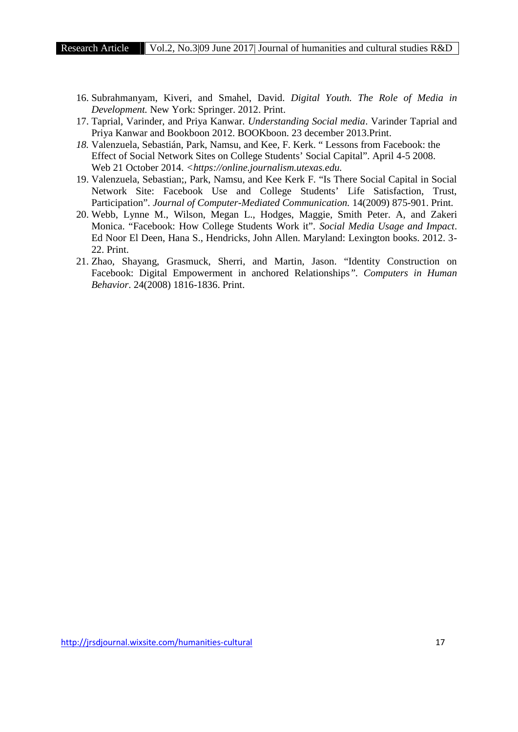16. Subrahmanyam, Kiveri, and Smahel, David. *Digital Youth. The Role of Media in Development.* New York: Springer. 2012. Print.
17. Taprial, Varinder, and Priya Kanwar. *Understanding Social media*. Varinder Taprial and Priya Kanwar and Bookboon 2012. BOOKboon. 23 december 2013.Print.
18. Valenzuela, Sebastián, Park, Namsu, and Kee, F. Kerk. " Lessons from Facebook: the Effect of Social Network Sites on College Students' Social Capital". April 4-5 2008. Web 21 October 2014. <*https://online.journalism.utexas.edu.*
19. Valenzuela, Sebastian;, Park, Namsu, and Kee Kerk F. "Is There Social Capital in Social Network Site: Facebook Use and College Students' Life Satisfaction, Trust, Participation". *Journal of Computer-Mediated Communication.* 14(2009) 875-901. Print.
20. Webb, Lynne M., Wilson, Megan L., Hodges, Maggie, Smith Peter. A, and Zakeri Monica. "Facebook: How College Students Work it". *Social Media Usage and Impact*. Ed Noor El Deen, Hana S., Hendricks, John Allen. Maryland: Lexington books. 2012. 3-22. Print.
21. Zhao, Shayang, Grasmuck, Sherri, and Martin, Jason. "Identity Construction on Facebook: Digital Empowerment in anchored Relationships". *Computers in Human Behavior*. 24(2008) 1816-1836. Print.